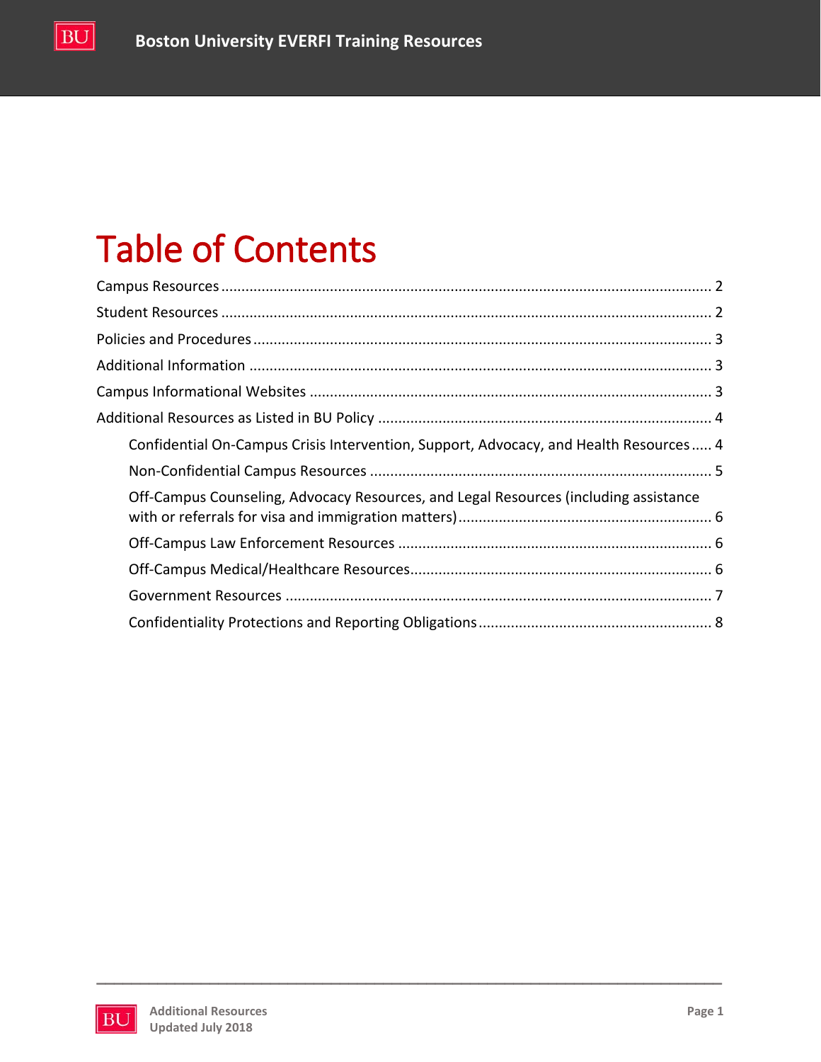# Table of Contents

Campus Resources ........................................................................................................................ 2

Student Resources ........................................................................................................................ 2

Policies and Procedures ................................................................................................................ 3

Additional Information .................................................................................................................. 3

Campus Informational Websites ................................................................................................... 3

Additional Resources as Listed in BU Policy .................................................................................. 4

- Confidential On-Campus Crisis Intervention, Support, Advocacy, and Health Resources ..... 4
- Non-Confidential Campus Resources .................................................................................... 5
- Off-Campus Counseling, Advocacy Resources, and Legal Resources (including assistance with or referrals for visa and immigration matters) .............................................................. 6
- Off-Campus Law Enforcement Resources ............................................................................. 6
- Off-Campus Medical/Healthcare Resources .......................................................................... 6
- Government Resources ........................................................................................................ 7
- Confidentiality Protections and Reporting Obligations ......................................................... 8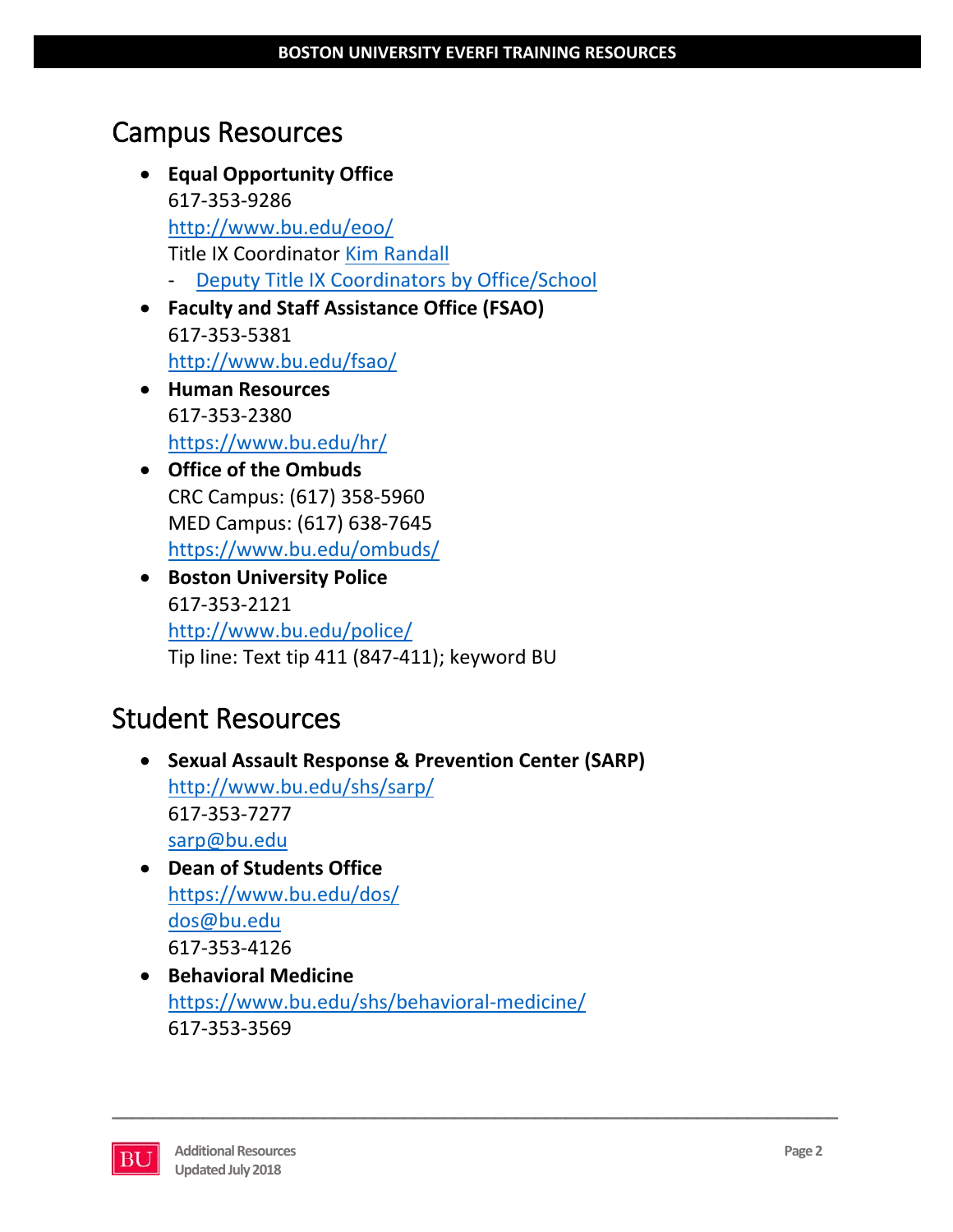## Campus Resources

- **Equal Opportunity Office**
  617-353-9286
  http://www.bu.edu/eoo/
  Title IX Coordinator Kim Randall
  - Deputy Title IX Coordinators by Office/School
- **Faculty and Staff Assistance Office (FSAO)**
  617-353-5381
  http://www.bu.edu/fsao/
- **Human Resources**
  617-353-2380
  https://www.bu.edu/hr/
- **Office of the Ombuds**
  CRC Campus: (617) 358-5960
  MED Campus: (617) 638-7645
  https://www.bu.edu/ombuds/
- **Boston University Police**
  617-353-2121
  http://www.bu.edu/police/
  Tip line: Text tip 411 (847-411); keyword BU

## Student Resources

- **Sexual Assault Response & Prevention Center (SARP)**
  http://www.bu.edu/shs/sarp/
  617-353-7277
  sarp@bu.edu
- **Dean of Students Office**
  https://www.bu.edu/dos/
  dos@bu.edu
  617-353-4126
- **Behavioral Medicine**
  https://www.bu.edu/shs/behavioral-medicine/
  617-353-3569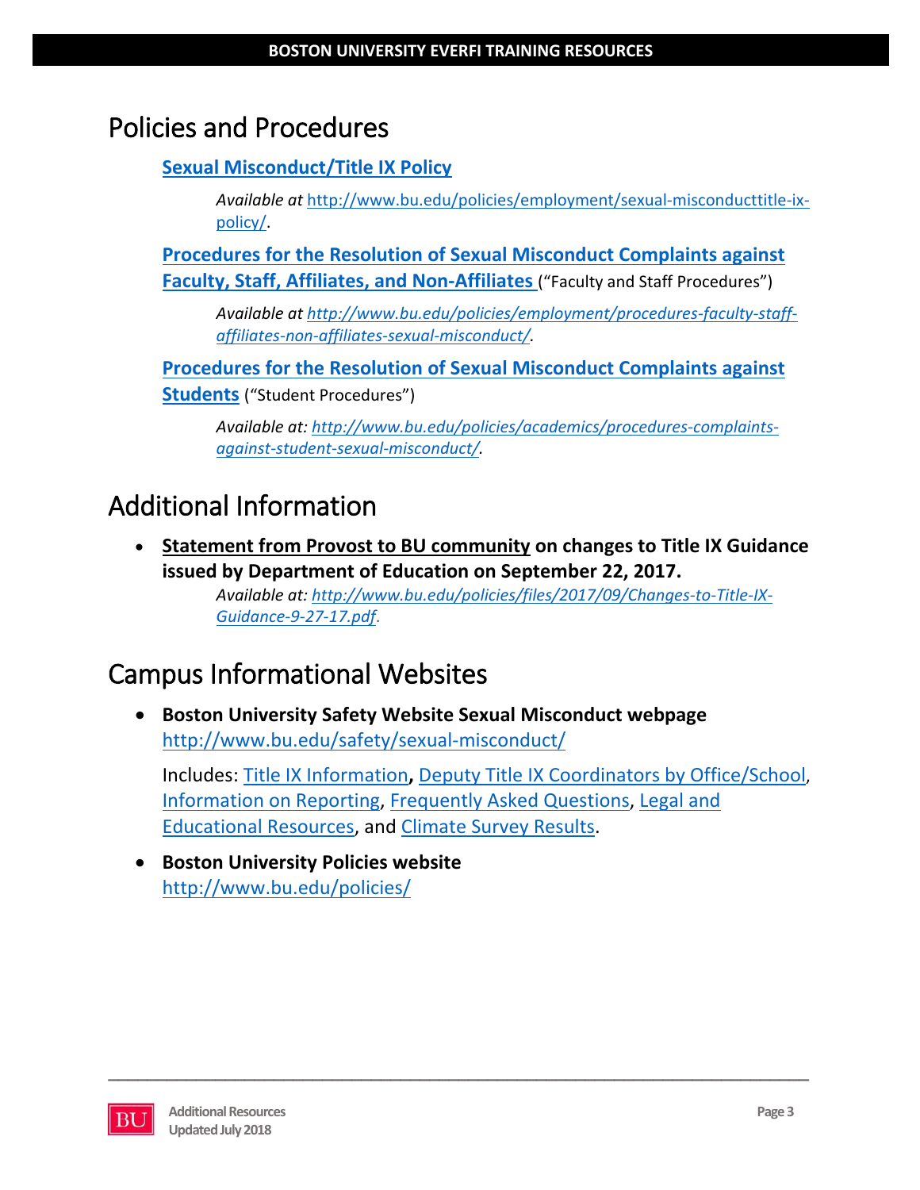# Policies and Procedures

**Sexual Misconduct/Title IX Policy**

*Available at* http://www.bu.edu/policies/employment/sexual-misconducttitle-ix-policy/.

**Procedures for the Resolution of Sexual Misconduct Complaints against Faculty, Staff, Affiliates, and Non-Affiliates** ("Faculty and Staff Procedures")

*Available at http://www.bu.edu/policies/employment/procedures-faculty-staff-affiliates-non-affiliates-sexual-misconduct/.*

**Procedures for the Resolution of Sexual Misconduct Complaints against Students** ("Student Procedures")

*Available at: http://www.bu.edu/policies/academics/procedures-complaints-against-student-sexual-misconduct/.*

# Additional Information

- **Statement from Provost to BU community on changes to Title IX Guidance issued by Department of Education on September 22, 2017.**
  *Available at: http://www.bu.edu/policies/files/2017/09/Changes-to-Title-IX-Guidance-9-27-17.pdf.*

# Campus Informational Websites

- **Boston University Safety Website Sexual Misconduct webpage**
  http://www.bu.edu/safety/sexual-misconduct/

  Includes: Title IX Information**,** Deputy Title IX Coordinators by Office/School, Information on Reporting, Frequently Asked Questions, Legal and Educational Resources, and Climate Survey Results.

- **Boston University Policies website**
  http://www.bu.edu/policies/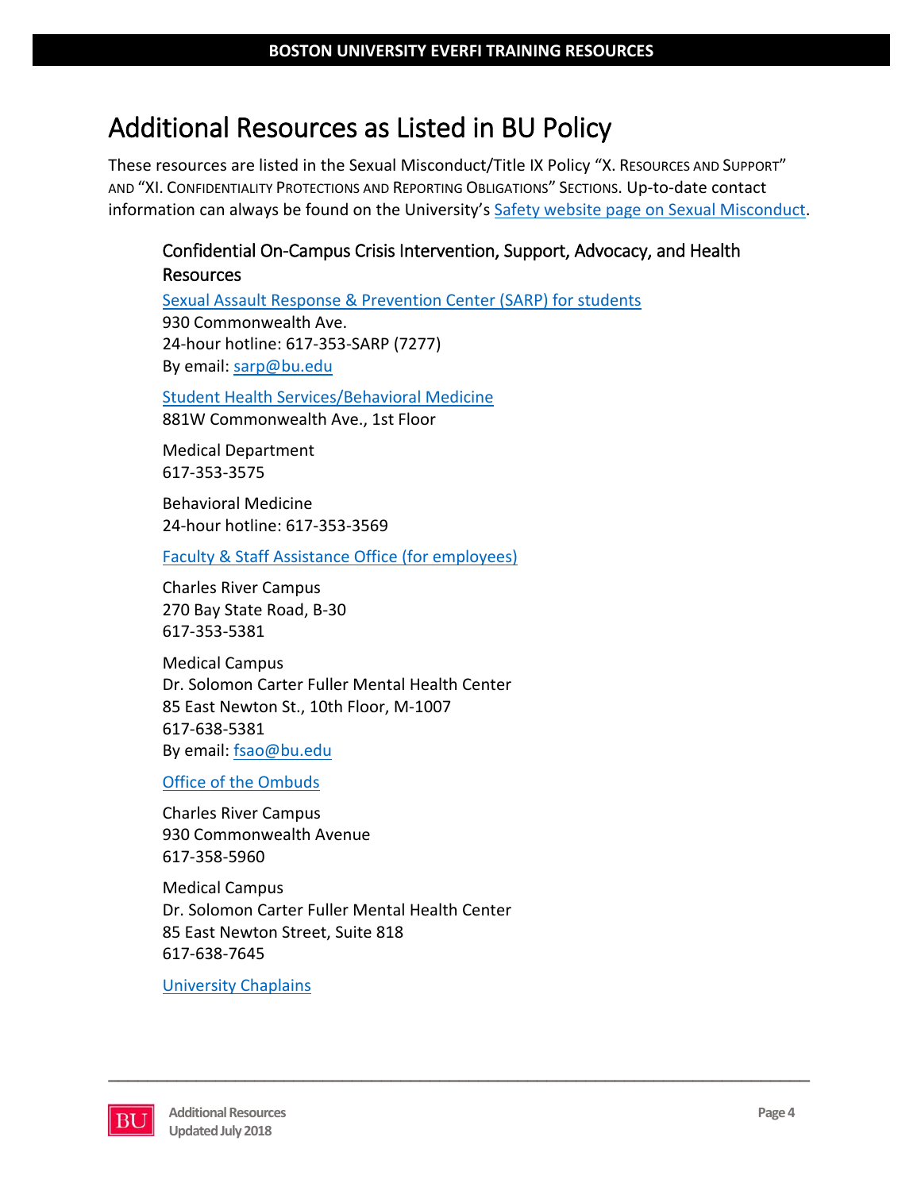# Additional Resources as Listed in BU Policy

These resources are listed in the Sexual Misconduct/Title IX Policy "X. RESOURCES AND SUPPORT" AND "XI. CONFIDENTIALITY PROTECTIONS AND REPORTING OBLIGATIONS" SECTIONS. Up-to-date contact information can always be found on the University's Safety website page on Sexual Misconduct.

## Confidential On-Campus Crisis Intervention, Support, Advocacy, and Health Resources

Sexual Assault Response & Prevention Center (SARP) for students
930 Commonwealth Ave.
24-hour hotline: 617-353-SARP (7277)
By email: sarp@bu.edu

Student Health Services/Behavioral Medicine
881W Commonwealth Ave., 1st Floor

Medical Department
617-353-3575

Behavioral Medicine
24-hour hotline: 617-353-3569

Faculty & Staff Assistance Office (for employees)

Charles River Campus
270 Bay State Road, B-30
617-353-5381

Medical Campus
Dr. Solomon Carter Fuller Mental Health Center
85 East Newton St., 10th Floor, M-1007
617-638-5381
By email: fsao@bu.edu

Office of the Ombuds

Charles River Campus
930 Commonwealth Avenue
617-358-5960

Medical Campus
Dr. Solomon Carter Fuller Mental Health Center
85 East Newton Street, Suite 818
617-638-7645

University Chaplains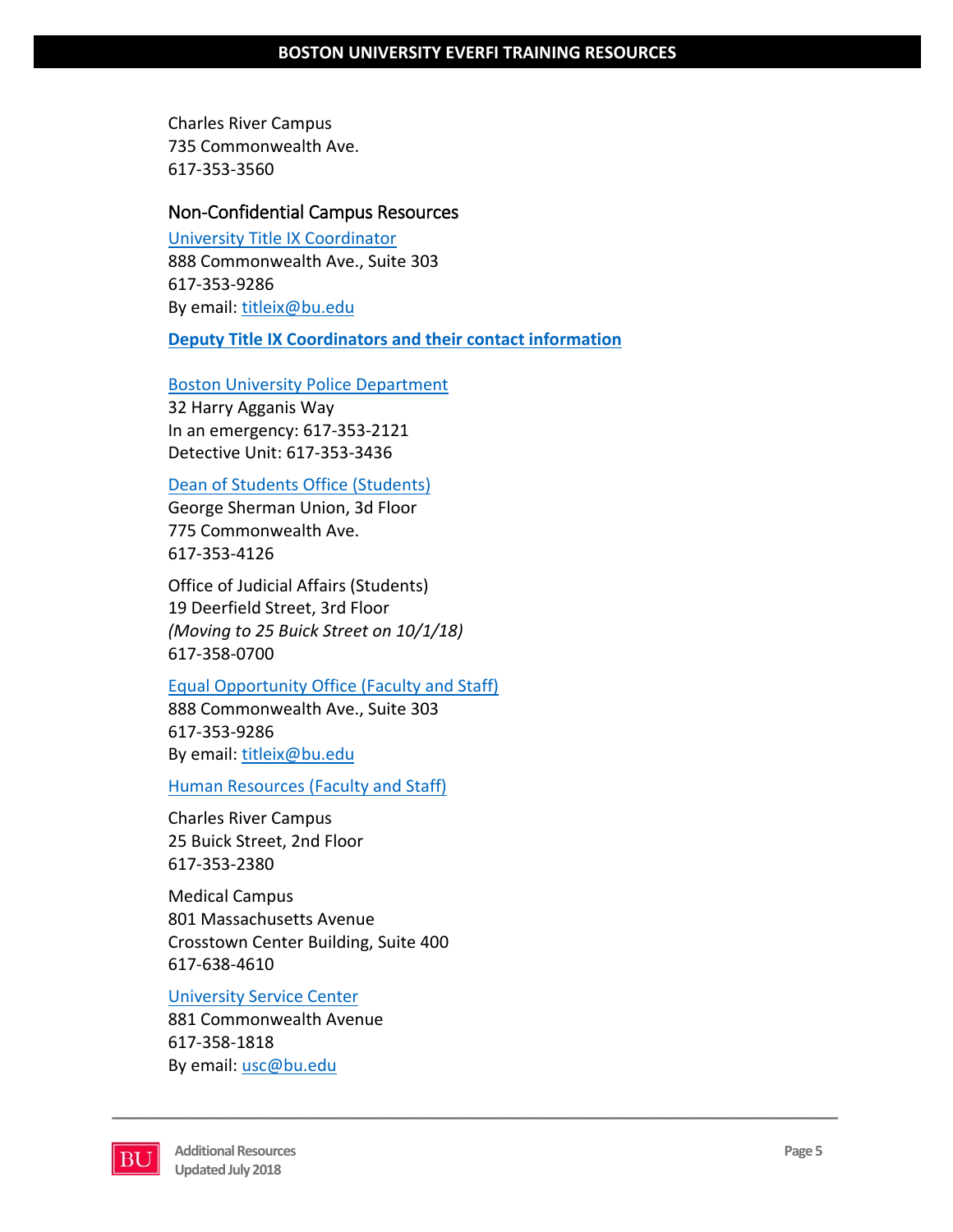Charles River Campus
735 Commonwealth Ave.
617-353-3560

### Non-Confidential Campus Resources

University Title IX Coordinator
888 Commonwealth Ave., Suite 303
617-353-9286
By email: titleix@bu.edu

**Deputy Title IX Coordinators and their contact information**

Boston University Police Department
32 Harry Agganis Way
In an emergency: 617-353-2121
Detective Unit: 617-353-3436

Dean of Students Office (Students)
George Sherman Union, 3d Floor
775 Commonwealth Ave.
617-353-4126

Office of Judicial Affairs (Students)
19 Deerfield Street, 3rd Floor
*(Moving to 25 Buick Street on 10/1/18)*
617-358-0700

Equal Opportunity Office (Faculty and Staff)
888 Commonwealth Ave., Suite 303
617-353-9286
By email: titleix@bu.edu

Human Resources (Faculty and Staff)

Charles River Campus
25 Buick Street, 2nd Floor
617-353-2380

Medical Campus
801 Massachusetts Avenue
Crosstown Center Building, Suite 400
617-638-4610

University Service Center
881 Commonwealth Avenue
617-358-1818
By email: usc@bu.edu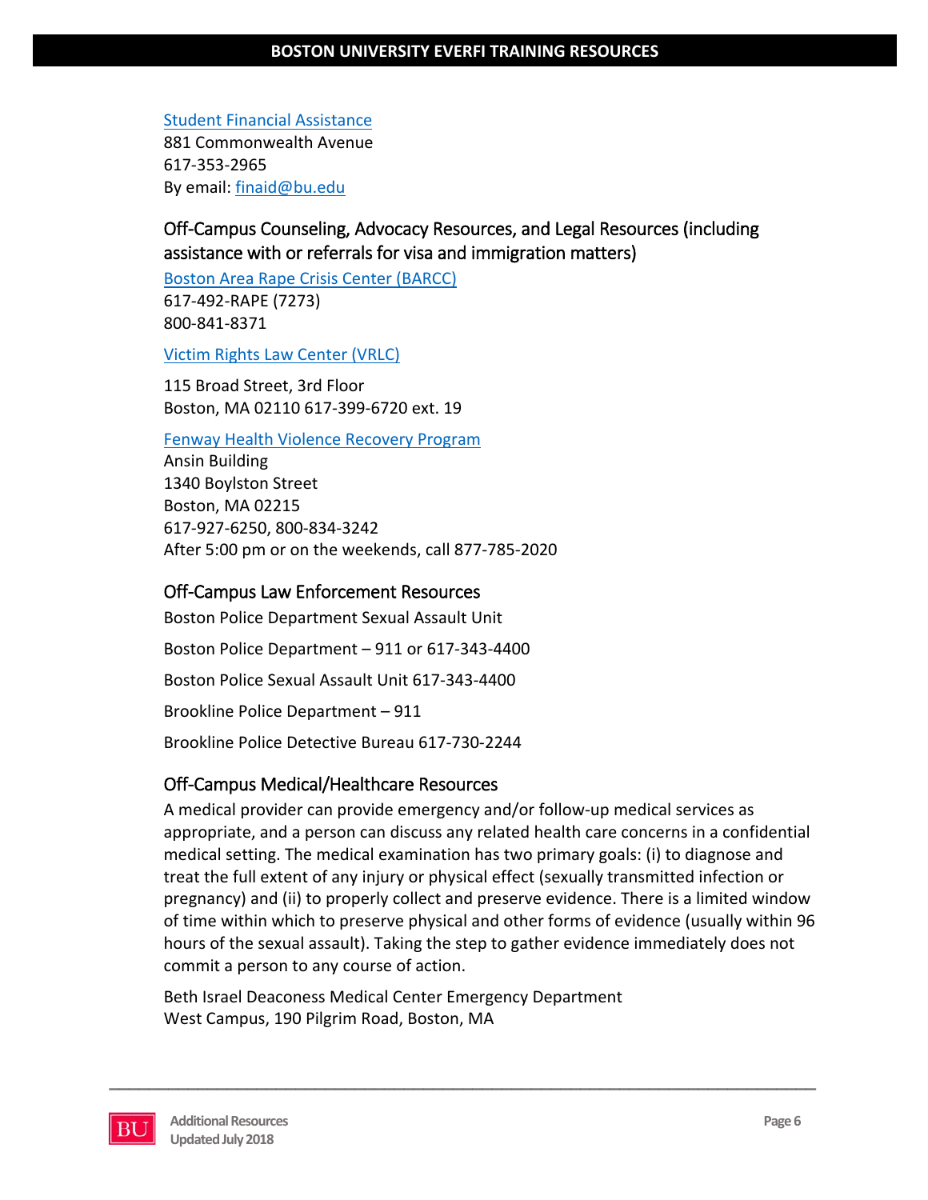[Student Financial Assistance](#)
881 Commonwealth Avenue
617-353-2965
By email: [finaid@bu.edu](mailto:finaid@bu.edu)

## Off-Campus Counseling, Advocacy Resources, and Legal Resources (including assistance with or referrals for visa and immigration matters)

[Boston Area Rape Crisis Center (BARCC)](#)
617-492-RAPE (7273)
800-841-8371

[Victim Rights Law Center (VRLC)](#)

115 Broad Street, 3rd Floor
Boston, MA 02110 617-399-6720 ext. 19

[Fenway Health Violence Recovery Program](#)
Ansin Building
1340 Boylston Street
Boston, MA 02215
617-927-6250, 800-834-3242
After 5:00 pm or on the weekends, call 877-785-2020

## Off-Campus Law Enforcement Resources

Boston Police Department Sexual Assault Unit

Boston Police Department – 911 or 617-343-4400

Boston Police Sexual Assault Unit 617-343-4400

Brookline Police Department – 911

Brookline Police Detective Bureau 617-730-2244

## Off-Campus Medical/Healthcare Resources

A medical provider can provide emergency and/or follow-up medical services as appropriate, and a person can discuss any related health care concerns in a confidential medical setting. The medical examination has two primary goals: (i) to diagnose and treat the full extent of any injury or physical effect (sexually transmitted infection or pregnancy) and (ii) to properly collect and preserve evidence. There is a limited window of time within which to preserve physical and other forms of evidence (usually within 96 hours of the sexual assault). Taking the step to gather evidence immediately does not commit a person to any course of action.

Beth Israel Deaconess Medical Center Emergency Department
West Campus, 190 Pilgrim Road, Boston, MA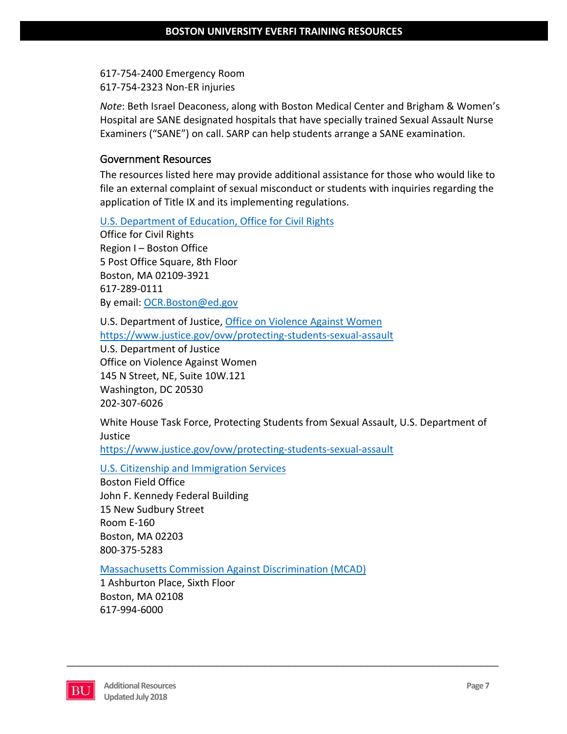617-754-2400 Emergency Room
617-754-2323 Non-ER injuries

*Note*: Beth Israel Deaconess, along with Boston Medical Center and Brigham & Women's Hospital are SANE designated hospitals that have specially trained Sexual Assault Nurse Examiners ("SANE") on call. SARP can help students arrange a SANE examination.

## Government Resources

The resources listed here may provide additional assistance for those who would like to file an external complaint of sexual misconduct or students with inquiries regarding the application of Title IX and its implementing regulations.

U.S. Department of Education, Office for Civil Rights
Office for Civil Rights
Region I – Boston Office
5 Post Office Square, 8th Floor
Boston, MA 02109-3921
617-289-0111
By email: OCR.Boston@ed.gov

U.S. Department of Justice, Office on Violence Against Women
https://www.justice.gov/ovw/protecting-students-sexual-assault
U.S. Department of Justice
Office on Violence Against Women
145 N Street, NE, Suite 10W.121
Washington, DC 20530
202-307-6026

White House Task Force, Protecting Students from Sexual Assault, U.S. Department of Justice
https://www.justice.gov/ovw/protecting-students-sexual-assault

U.S. Citizenship and Immigration Services
Boston Field Office
John F. Kennedy Federal Building
15 New Sudbury Street
Room E-160
Boston, MA 02203
800-375-5283

Massachusetts Commission Against Discrimination (MCAD)
1 Ashburton Place, Sixth Floor
Boston, MA 02108
617-994-6000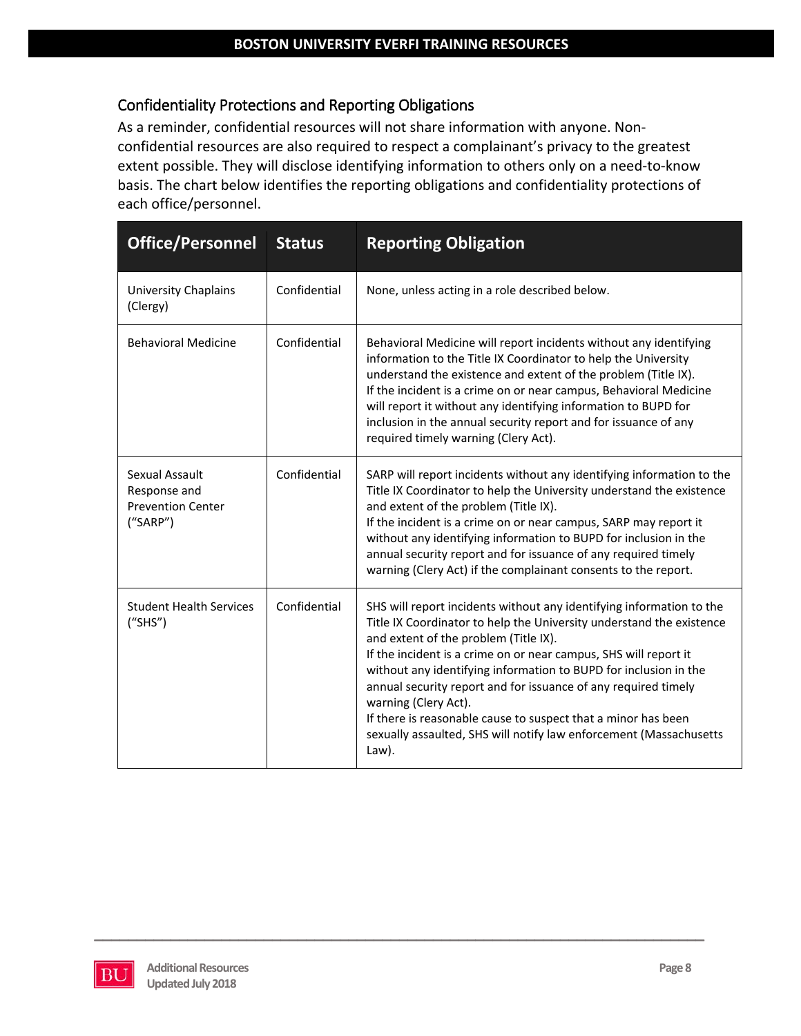## Confidentiality Protections and Reporting Obligations

As a reminder, confidential resources will not share information with anyone. Non-confidential resources are also required to respect a complainant's privacy to the greatest extent possible. They will disclose identifying information to others only on a need-to-know basis. The chart below identifies the reporting obligations and confidentiality protections of each office/personnel.

| Office/Personnel | Status | Reporting Obligation |
|---|---|---|
| University Chaplains (Clergy) | Confidential | None, unless acting in a role described below. |
| Behavioral Medicine | Confidential | Behavioral Medicine will report incidents without any identifying information to the Title IX Coordinator to help the University understand the existence and extent of the problem (Title IX).<br>If the incident is a crime on or near campus, Behavioral Medicine will report it without any identifying information to BUPD for inclusion in the annual security report and for issuance of any required timely warning (Clery Act). |
| Sexual Assault Response and Prevention Center ("SARP") | Confidential | SARP will report incidents without any identifying information to the Title IX Coordinator to help the University understand the existence and extent of the problem (Title IX).<br>If the incident is a crime on or near campus, SARP may report it without any identifying information to BUPD for inclusion in the annual security report and for issuance of any required timely warning (Clery Act) if the complainant consents to the report. |
| Student Health Services ("SHS") | Confidential | SHS will report incidents without any identifying information to the Title IX Coordinator to help the University understand the existence and extent of the problem (Title IX).<br>If the incident is a crime on or near campus, SHS will report it without any identifying information to BUPD for inclusion in the annual security report and for issuance of any required timely warning (Clery Act).<br>If there is reasonable cause to suspect that a minor has been sexually assaulted, SHS will notify law enforcement (Massachusetts Law). |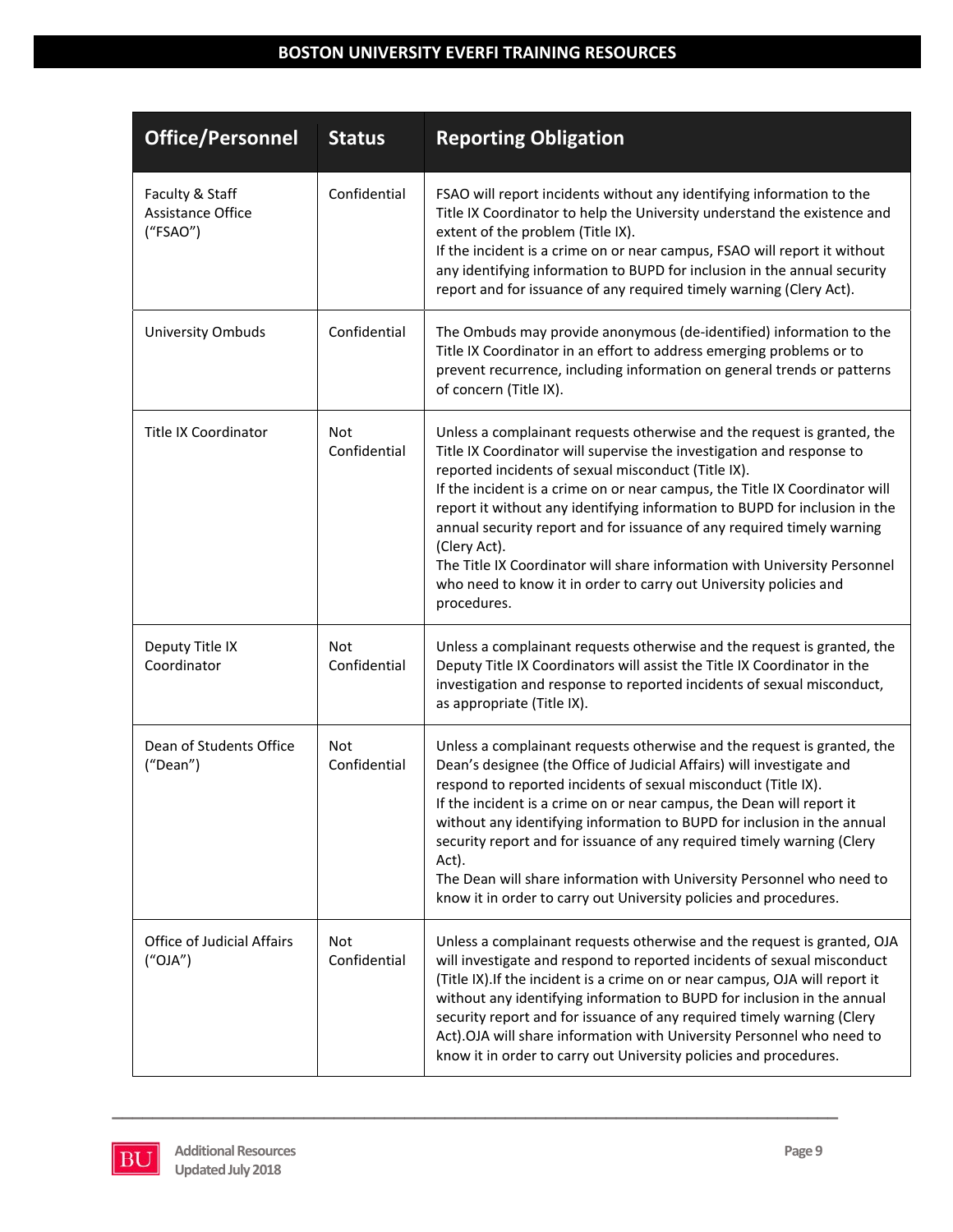| Office/Personnel | Status | Reporting Obligation |
|---|---|---|
| Faculty & Staff Assistance Office ("FSAO") | Confidential | FSAO will report incidents without any identifying information to the Title IX Coordinator to help the University understand the existence and extent of the problem (Title IX).<br>If the incident is a crime on or near campus, FSAO will report it without any identifying information to BUPD for inclusion in the annual security report and for issuance of any required timely warning (Clery Act). |
| University Ombuds | Confidential | The Ombuds may provide anonymous (de-identified) information to the Title IX Coordinator in an effort to address emerging problems or to prevent recurrence, including information on general trends or patterns of concern (Title IX). |
| Title IX Coordinator | Not Confidential | Unless a complainant requests otherwise and the request is granted, the Title IX Coordinator will supervise the investigation and response to reported incidents of sexual misconduct (Title IX).<br>If the incident is a crime on or near campus, the Title IX Coordinator will report it without any identifying information to BUPD for inclusion in the annual security report and for issuance of any required timely warning (Clery Act).<br>The Title IX Coordinator will share information with University Personnel who need to know it in order to carry out University policies and procedures. |
| Deputy Title IX Coordinator | Not Confidential | Unless a complainant requests otherwise and the request is granted, the Deputy Title IX Coordinators will assist the Title IX Coordinator in the investigation and response to reported incidents of sexual misconduct, as appropriate (Title IX). |
| Dean of Students Office ("Dean") | Not Confidential | Unless a complainant requests otherwise and the request is granted, the Dean's designee (the Office of Judicial Affairs) will investigate and respond to reported incidents of sexual misconduct (Title IX).<br>If the incident is a crime on or near campus, the Dean will report it without any identifying information to BUPD for inclusion in the annual security report and for issuance of any required timely warning (Clery Act).<br>The Dean will share information with University Personnel who need to know it in order to carry out University policies and procedures. |
| Office of Judicial Affairs ("OJA") | Not Confidential | Unless a complainant requests otherwise and the request is granted, OJA will investigate and respond to reported incidents of sexual misconduct (Title IX).If the incident is a crime on or near campus, OJA will report it without any identifying information to BUPD for inclusion in the annual security report and for issuance of any required timely warning (Clery Act).OJA will share information with University Personnel who need to know it in order to carry out University policies and procedures. |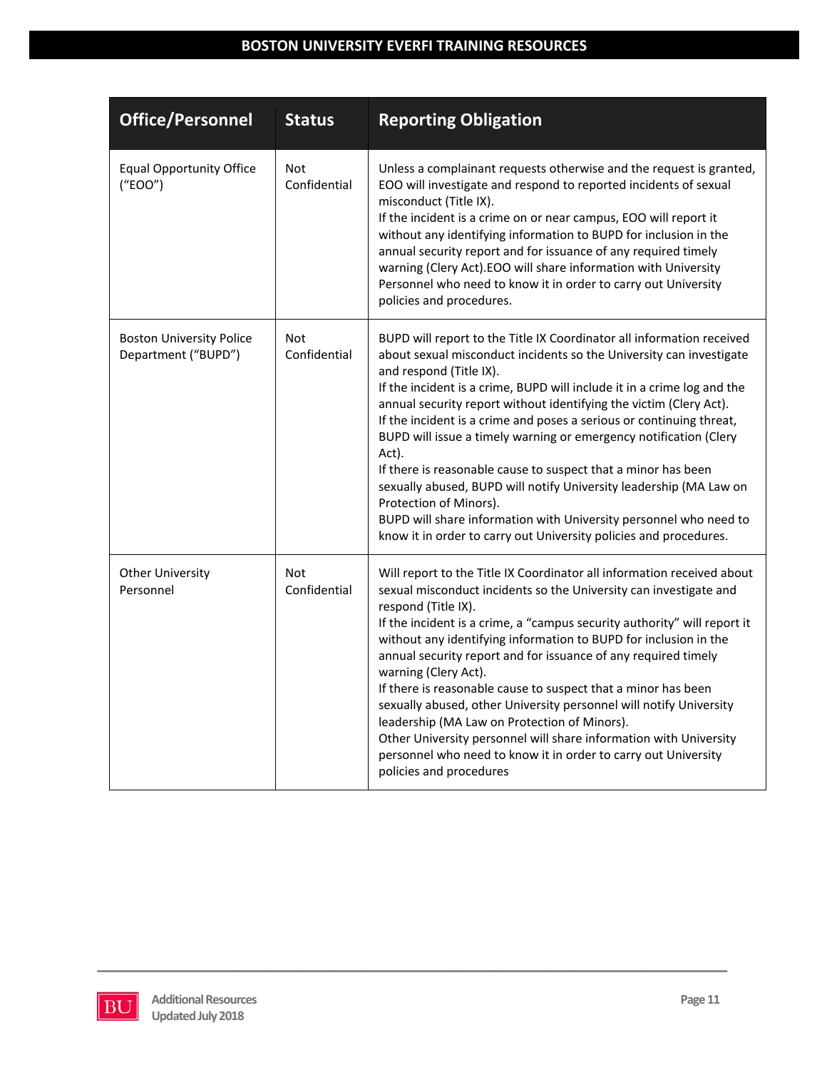| Office/Personnel | Status | Reporting Obligation |
|---|---|---|
| Equal Opportunity Office (“EOO”) | Not Confidential | Unless a complainant requests otherwise and the request is granted, EOO will investigate and respond to reported incidents of sexual misconduct (Title IX).<br>If the incident is a crime on or near campus, EOO will report it without any identifying information to BUPD for inclusion in the annual security report and for issuance of any required timely warning (Clery Act).EOO will share information with University Personnel who need to know it in order to carry out University policies and procedures. |
| Boston University Police Department (“BUPD”) | Not Confidential | BUPD will report to the Title IX Coordinator all information received about sexual misconduct incidents so the University can investigate and respond (Title IX).<br>If the incident is a crime, BUPD will include it in a crime log and the annual security report without identifying the victim (Clery Act).<br>If the incident is a crime and poses a serious or continuing threat, BUPD will issue a timely warning or emergency notification (Clery Act).<br>If there is reasonable cause to suspect that a minor has been sexually abused, BUPD will notify University leadership (MA Law on Protection of Minors).<br>BUPD will share information with University personnel who need to know it in order to carry out University policies and procedures. |
| Other University Personnel | Not Confidential | Will report to the Title IX Coordinator all information received about sexual misconduct incidents so the University can investigate and respond (Title IX).<br>If the incident is a crime, a “campus security authority” will report it without any identifying information to BUPD for inclusion in the annual security report and for issuance of any required timely warning (Clery Act).<br>If there is reasonable cause to suspect that a minor has been sexually abused, other University personnel will notify University leadership (MA Law on Protection of Minors).<br>Other University personnel will share information with University personnel who need to know it in order to carry out University policies and procedures |